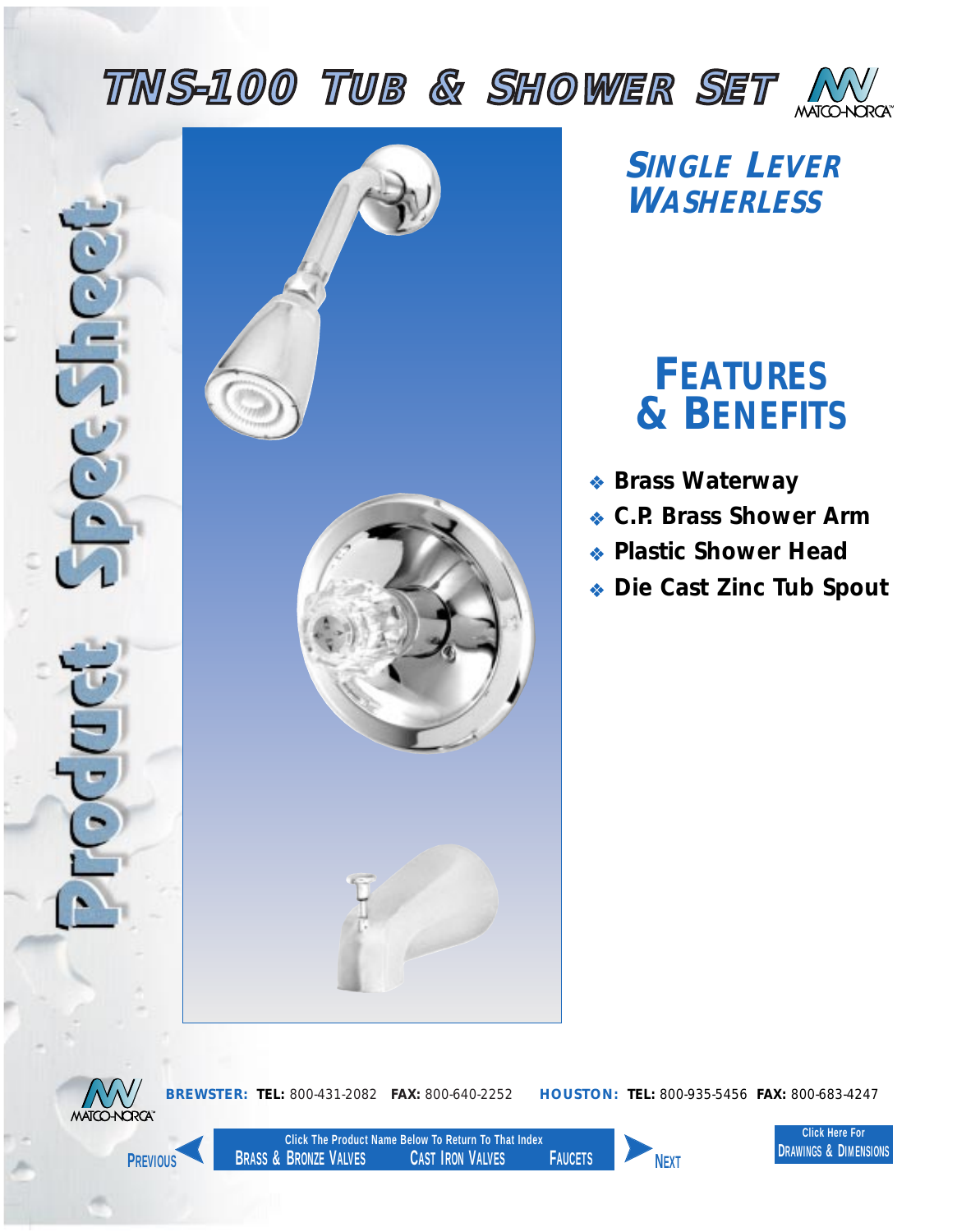# TNS-100 Tub & Shower Set

Product Spec Sheet

## Single Lever Washerless

## Features & Benefits

- Brass Waterway
- C.P. Brass Shower Arm
- Plastic Shower Head
- Die Cast Zinc Tub Spout

**BREWSTER: TEL:** 800-431-2082 **FAX:** 800-640-2252 **HOUSTON: TEL:** 800-935-5456 **FAX:** 800-683-4247

PREVIOUS

Click The Product Name Below To Return To That Index

BRASS & BRONZE VALVES CAST IRON VALVES FAUCETS

NEXT

Click Here For DRAWINGS & DIMENSIONS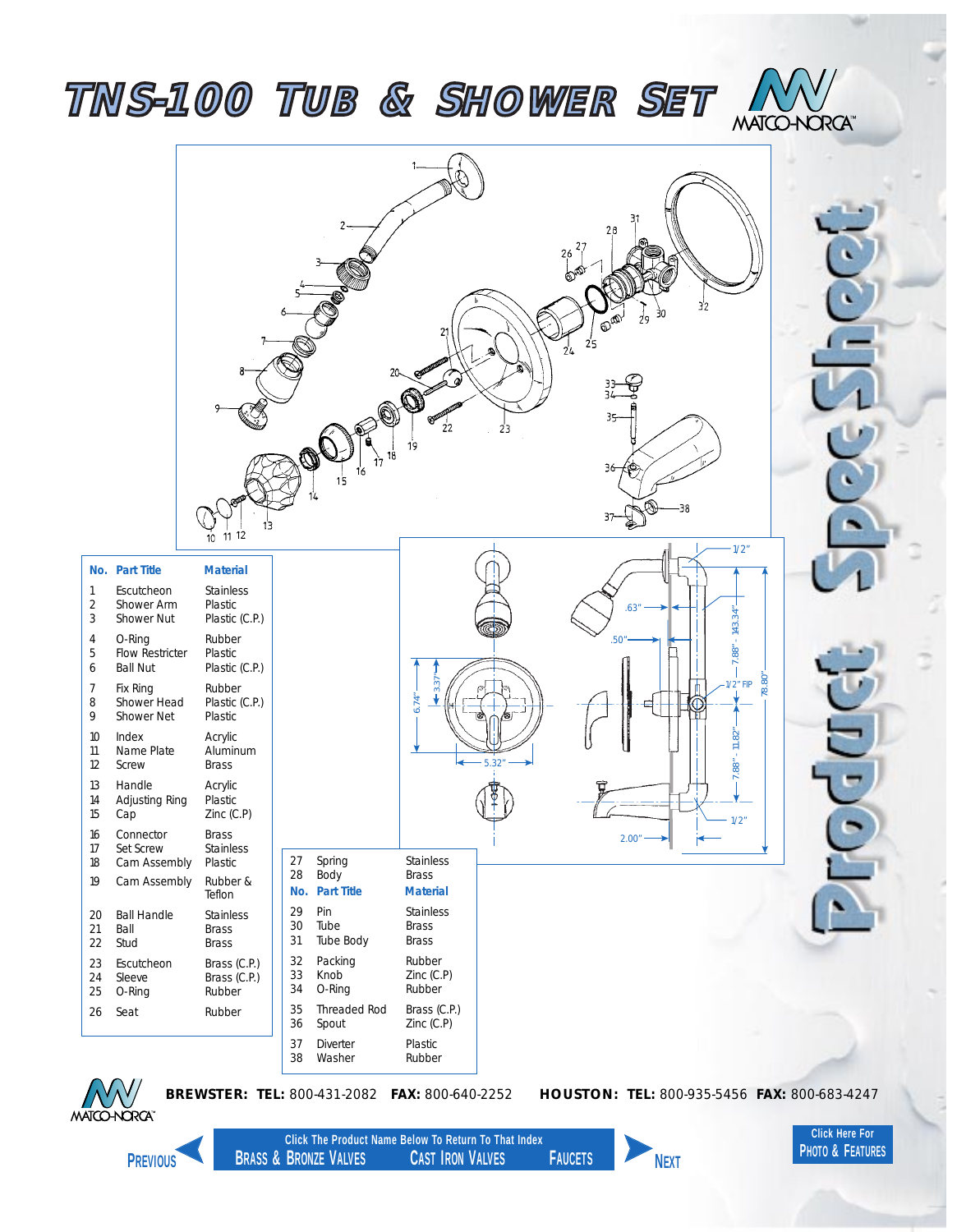# TNS-100 Tub & Shower Set

MATCO-NORCA

Product Spec Sheet

1/2"
.63"
.50"
3.37"
6.74"
5.32"
7.88" - 14.34"
1/2" FIP
78.80"
7.88" - 11.82"
2.00"
1/2"

| No. | Part Title | Material |
|---|---|---|
| 1 | Escutcheon | Stainless |
| 2 | Shower Arm | Plastic |
| 3 | Shower Nut | Plastic (C.P.) |
| 4 | O-Ring | Rubber |
| 5 | Flow Restricter | Plastic |
| 6 | Ball Nut | Plastic (C.P.) |
| 7 | Fix Ring | Rubber |
| 8 | Shower Head | Plastic (C.P.) |
| 9 | Shower Net | Plastic |
| 10 | Index | Acrylic |
| 11 | Name Plate | Aluminum |
| 12 | Screw | Brass |
| 13 | Handle | Acrylic |
| 14 | Adjusting Ring | Plastic |
| 15 | Cap | Zinc (C.P) |
| 16 | Connector | Brass |
| 17 | Set Screw | Stainless |
| 18 | Cam Assembly | Plastic |
| 19 | Cam Assembly | Rubber & Teflon |
| 20 | Ball Handle | Stainless |
| 21 | Ball | Brass |
| 22 | Stud | Brass |
| 23 | Escutcheon | Brass (C.P.) |
| 24 | Sleeve | Brass (C.P.) |
| 25 | O-Ring | Rubber |
| 26 | Seat | Rubber |
| 27 | Spring | Stainless |
| 28 | Body | Brass |
| 29 | Pin | Stainless |
| 30 | Tube | Brass |
| 31 | Tube Body | Brass |
| 32 | Packing | Rubber |
| 33 | Knob | Zinc (C.P) |
| 34 | O-Ring | Rubber |
| 35 | Threaded Rod | Brass (C.P.) |
| 36 | Spout | Zinc (C.P) |
| 37 | Diverter | Plastic |
| 38 | Washer | Rubber |

MATCO-NORCA

**BREWSTER: TEL:** 800-431-2082 **FAX:** 800-640-2252 **HOUSTON: TEL:** 800-935-5456 **FAX:** 800-683-4247

Previous | Click The Product Name Below To Return To That Index: Brass & Bronze Valves | Cast Iron Valves | Faucets | Next

Click Here For Photo & Features